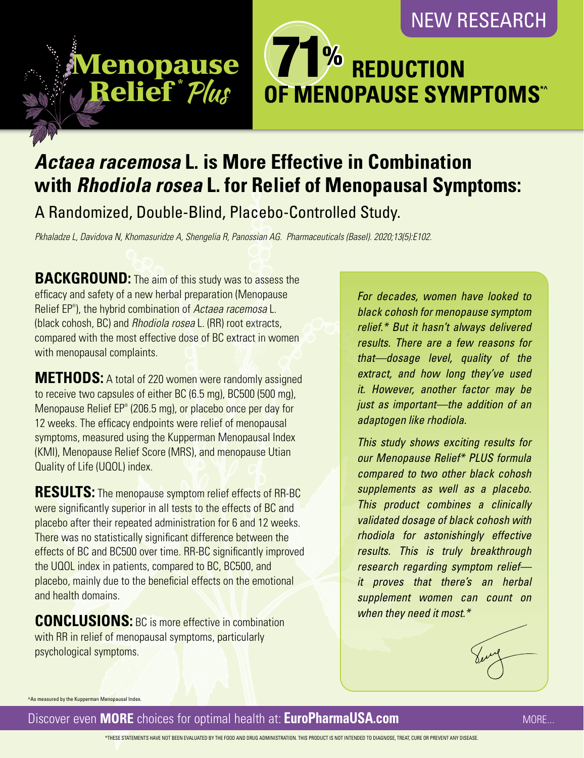NEW RESEARCH

**Menopause Relief* Plus**

# 71% REDUCTION OF MENOPAUSE SYMPTOMS*^

## *Actaea racemosa* L. is More Effective in Combination with *Rhodiola rosea* L. for Relief of Menopausal Symptoms:

A Randomized, Double-Blind, Placebo-Controlled Study.

*Pkhaladze L, Davidova N, Khomasuridze A, Shengelia R, Panossian AG. Pharmaceuticals (Basel). 2020;13(5):E102.*

**BACKGROUND:** The aim of this study was to assess the efficacy and safety of a new herbal preparation (Menopause Relief EP®), the hybrid combination of *Actaea racemosa* L. (black cohosh, BC) and *Rhodiola rosea* L. (RR) root extracts, compared with the most effective dose of BC extract in women with menopausal complaints.

**METHODS:** A total of 220 women were randomly assigned to receive two capsules of either BC (6.5 mg), BC500 (500 mg), Menopause Relief EP® (206.5 mg), or placebo once per day for 12 weeks. The efficacy endpoints were relief of menopausal symptoms, measured using the Kupperman Menopausal Index (KMI), Menopause Relief Score (MRS), and menopause Utian Quality of Life (UQOL) index.

**RESULTS:** The menopause symptom relief effects of RR-BC were significantly superior in all tests to the effects of BC and placebo after their repeated administration for 6 and 12 weeks. There was no statistically significant difference between the effects of BC and BC500 over time. RR-BC significantly improved the UQOL index in patients, compared to BC, BC500, and placebo, mainly due to the beneficial effects on the emotional and health domains.

**CONCLUSIONS:** BC is more effective in combination with RR in relief of menopausal symptoms, particularly psychological symptoms.

*For decades, women have looked to black cohosh for menopause symptom relief.* But it hasn't always delivered results. There are a few reasons for that—dosage level, quality of the extract, and how long they've used it. However, another factor may be just as important—the addition of an adaptogen like rhodiola.*

*This study shows exciting results for our Menopause Relief* PLUS formula compared to two other black cohosh supplements as well as a placebo. This product combines a clinically validated dosage of black cohosh with rhodiola for astonishingly effective results. This is truly breakthrough research regarding symptom relief—it proves that there's an herbal supplement women can count on when they need it most.**

^As measured by the Kupperman Menopausal Index.

Discover even **MORE** choices for optimal health at: **EuroPharmaUSA.com** MORE...

*THESE STATEMENTS HAVE NOT BEEN EVALUATED BY THE FOOD AND DRUG ADMINISTRATION. THIS PRODUCT IS NOT INTENDED TO DIAGNOSE, TREAT, CURE OR PREVENT ANY DISEASE.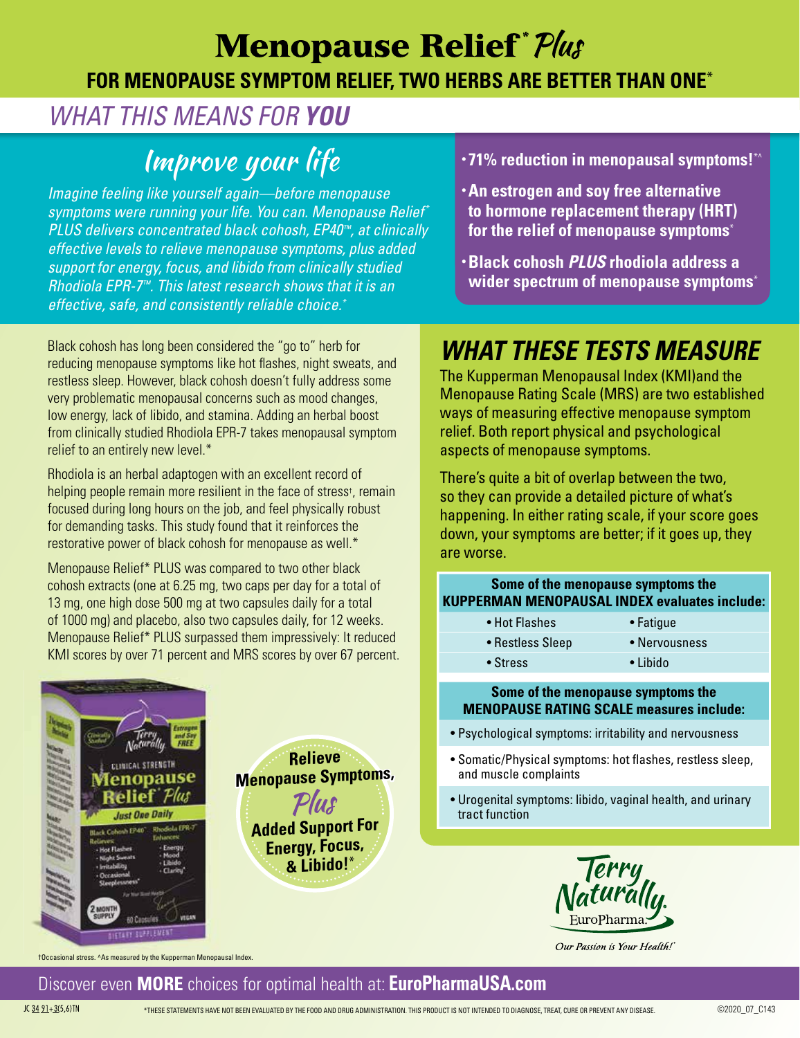# Menopause Relief* Plus

## FOR MENOPAUSE SYMPTOM RELIEF, TWO HERBS ARE BETTER THAN ONE*

## *WHAT THIS MEANS FOR **YOU***

### Improve your life

*Imagine feeling like yourself again—before menopause symptoms were running your life. You can. Menopause Relief* PLUS delivers concentrated black cohosh, EP40™, at clinically effective levels to relieve menopause symptoms, plus added support for energy, focus, and libido from clinically studied Rhodiola EPR-7™. This latest research shows that it is an effective, safe, and consistently reliable choice.**

- **71% reduction in menopausal symptoms!*^**
- **An estrogen and soy free alternative to hormone replacement therapy (HRT) for the relief of menopause symptoms***
- **Black cohosh *PLUS* rhodiola address a wider spectrum of menopause symptoms***

Black cohosh has long been considered the "go to" herb for reducing menopause symptoms like hot flashes, night sweats, and restless sleep. However, black cohosh doesn't fully address some very problematic menopausal concerns such as mood changes, low energy, lack of libido, and stamina. Adding an herbal boost from clinically studied Rhodiola EPR-7 takes menopausal symptom relief to an entirely new level.*

Rhodiola is an herbal adaptogen with an excellent record of helping people remain more resilient in the face of stress†, remain focused during long hours on the job, and feel physically robust for demanding tasks. This study found that it reinforces the restorative power of black cohosh for menopause as well.*

Menopause Relief* PLUS was compared to two other black cohosh extracts (one at 6.25 mg, two caps per day for a total of 13 mg, one high dose 500 mg at two capsules daily for a total of 1000 mg) and placebo, also two capsules daily, for 12 weeks. Menopause Relief* PLUS surpassed them impressively: It reduced KMI scores by over 71 percent and MRS scores by over 67 percent.

**Relieve Menopause Symptoms, *Plus* Added Support For Energy, Focus, & Libido!***

## *WHAT THESE TESTS MEASURE*

The Kupperman Menopausal Index (KMI)and the Menopause Rating Scale (MRS) are two established ways of measuring effective menopause symptom relief. Both report physical and psychological aspects of menopause symptoms.

There's quite a bit of overlap between the two, so they can provide a detailed picture of what's happening. In either rating scale, if your score goes down, your symptoms are better; if it goes up, they are worse.

**Some of the menopause symptoms the KUPPERMAN MENOPAUSAL INDEX evaluates include:**

| | |
|---|---|
| • Hot Flashes | • Fatigue |
| • Restless Sleep | • Nervousness |
| • Stress | • Libido |

**Some of the menopause symptoms the MENOPAUSE RATING SCALE measures include:**

- Psychological symptoms: irritability and nervousness
- Somatic/Physical symptoms: hot flashes, restless sleep, and muscle complaints
- Urogenital symptoms: libido, vaginal health, and urinary tract function

Terry Naturally. EuroPharma.

*Our Passion is Your Health!*®

†Occasional stress. ^As measured by the Kupperman Menopausal Index.

Discover even **MORE** choices for optimal health at: **EuroPharmaUSA.com**

JC 34 91+3(5,6)TN

*THESE STATEMENTS HAVE NOT BEEN EVALUATED BY THE FOOD AND DRUG ADMINISTRATION. THIS PRODUCT IS NOT INTENDED TO DIAGNOSE, TREAT, CURE OR PREVENT ANY DISEASE.

©2020_07_C143